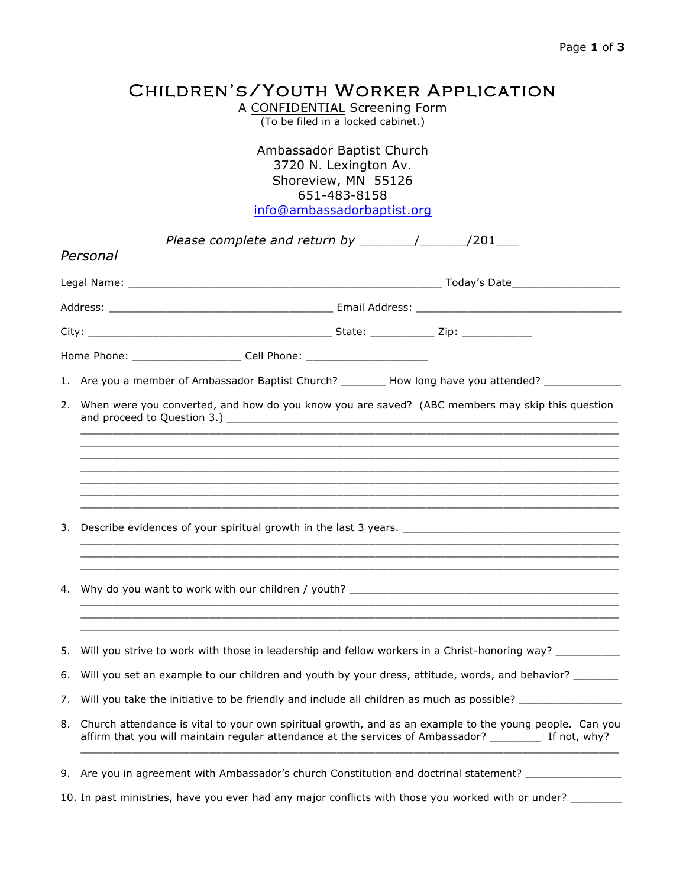# CHILDREN'S/YOUTH WORKER APPLICATION

A CONFIDENTIAL Screening Form
(To be filed in a locked cabinet.)

Ambassador Baptist Church
3720 N. Lexington Av.
Shoreview, MN 55126
651-483-8158
info@ambassadorbaptist.org

*Please complete and return by _______/______/201___*

## *Personal*

Legal Name: _______________________________________________ Today's Date_________________

Address: __________________________________ Email Address: ________________________________

City: _____________________________________ State: __________ Zip: ___________

Home Phone: ________________ Cell Phone: ___________________

1. Are you a member of Ambassador Baptist Church? _______ How long have you attended? ____________

2. When were you converted, and how do you know you are saved? (ABC members may skip this question and proceed to Question 3.) ________________________________________________________________
________________________________________________________________________________
________________________________________________________________________________
________________________________________________________________________________
________________________________________________________________________________
________________________________________________________________________________
________________________________________________________________________________
________________________________________________________________________________

3. Describe evidences of your spiritual growth in the last 3 years. _________________________________
________________________________________________________________________________
________________________________________________________________________________
________________________________________________________________________________

4. Why do you want to work with our children / youth? __________________________________________
________________________________________________________________________________
________________________________________________________________________________
________________________________________________________________________________

5. Will you strive to work with those in leadership and fellow workers in a Christ-honoring way? __________

6. Will you set an example to our children and youth by your dress, attitude, words, and behavior? _______

7. Will you take the initiative to be friendly and include all children as much as possible? ________________

8. Church attendance is vital to your own spiritual growth, and as an example to the young people. Can you affirm that you will maintain regular attendance at the services of Ambassador? ________ If not, why?
________________________________________________________________________________

9. Are you in agreement with Ambassador's church Constitution and doctrinal statement? _______________

10. In past ministries, have you ever had any major conflicts with those you worked with or under? ________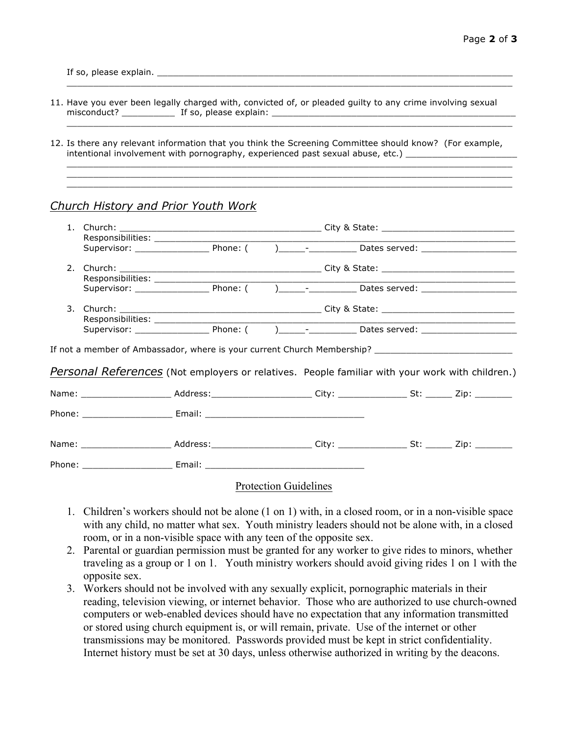If so, please explain. ______________________________________________________________________
__________________________________________________________________________________________

11. Have you ever been legally charged with, convicted of, or pleaded guilty to any crime involving sexual misconduct? __________ If so, please explain: ______________________________________________
__________________________________________________________________________________________

12. Is there any relevant information that you think the Screening Committee should know? (For example, intentional involvement with pornography, experienced past sexual abuse, etc.) _____________________
__________________________________________________________________________________________
__________________________________________________________________________________________
__________________________________________________________________________________________

## *Church History and Prior Youth Work*

1. Church: ______________________________________ City & State: _________________________
   Responsibilities: ______________________________________________________________________
   Supervisor: ______________ Phone: (      )_____-_________ Dates served: __________________

2. Church: ______________________________________ City & State: _________________________
   Responsibilities: ______________________________________________________________________
   Supervisor: ______________ Phone: (      )_____-_________ Dates served: __________________

3. Church: ______________________________________ City & State: _________________________
   Responsibilities: ______________________________________________________________________
   Supervisor: ______________ Phone: (      )_____-_________ Dates served: __________________

If not a member of Ambassador, where is your current Church Membership? __________________________

## *Personal References* (Not employers or relatives. People familiar with your work with children.)

Name: ________________ Address:___________________ City: _____________ St: _____ Zip: _______

Phone: ________________ Email: ______________________________

Name: ________________ Address:___________________ City: _____________ St: _____ Zip: _______

Phone: ________________ Email: ______________________________

### Protection Guidelines

1. Children's workers should not be alone (1 on 1) with, in a closed room, or in a non-visible space with any child, no matter what sex. Youth ministry leaders should not be alone with, in a closed room, or in a non-visible space with any teen of the opposite sex.
2. Parental or guardian permission must be granted for any worker to give rides to minors, whether traveling as a group or 1 on 1. Youth ministry workers should avoid giving rides 1 on 1 with the opposite sex.
3. Workers should not be involved with any sexually explicit, pornographic materials in their reading, television viewing, or internet behavior. Those who are authorized to use church-owned computers or web-enabled devices should have no expectation that any information transmitted or stored using church equipment is, or will remain, private. Use of the internet or other transmissions may be monitored. Passwords provided must be kept in strict confidentiality. Internet history must be set at 30 days, unless otherwise authorized in writing by the deacons.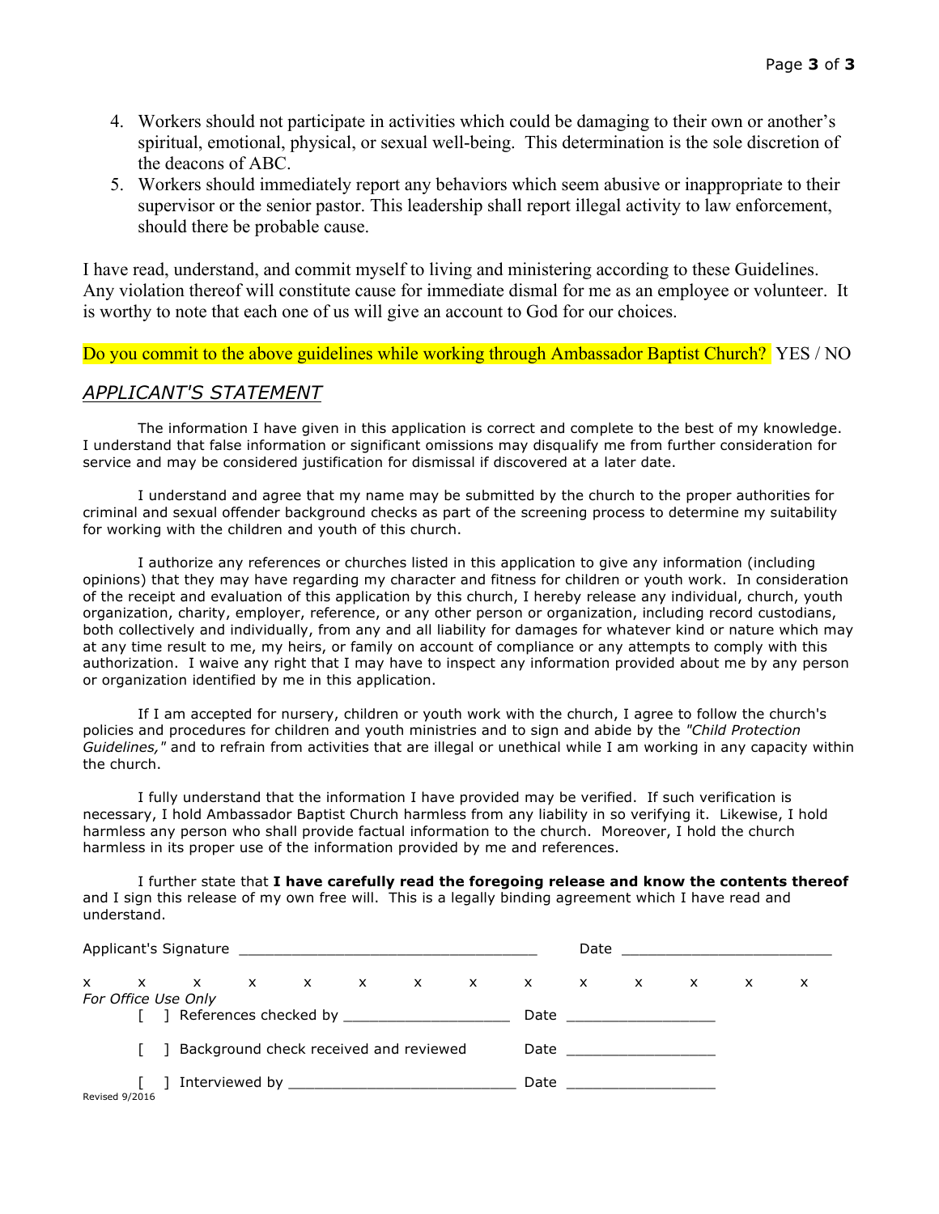4. Workers should not participate in activities which could be damaging to their own or another's spiritual, emotional, physical, or sexual well-being. This determination is the sole discretion of the deacons of ABC.
5. Workers should immediately report any behaviors which seem abusive or inappropriate to their supervisor or the senior pastor. This leadership shall report illegal activity to law enforcement, should there be probable cause.

I have read, understand, and commit myself to living and ministering according to these Guidelines. Any violation thereof will constitute cause for immediate dismal for me as an employee or volunteer. It is worthy to note that each one of us will give an account to God for our choices.

Do you commit to the above guidelines while working through Ambassador Baptist Church? YES / NO

## *APPLICANT'S STATEMENT*

The information I have given in this application is correct and complete to the best of my knowledge. I understand that false information or significant omissions may disqualify me from further consideration for service and may be considered justification for dismissal if discovered at a later date.

I understand and agree that my name may be submitted by the church to the proper authorities for criminal and sexual offender background checks as part of the screening process to determine my suitability for working with the children and youth of this church.

I authorize any references or churches listed in this application to give any information (including opinions) that they may have regarding my character and fitness for children or youth work. In consideration of the receipt and evaluation of this application by this church, I hereby release any individual, church, youth organization, charity, employer, reference, or any other person or organization, including record custodians, both collectively and individually, from any and all liability for damages for whatever kind or nature which may at any time result to me, my heirs, or family on account of compliance or any attempts to comply with this authorization. I waive any right that I may have to inspect any information provided about me by any person or organization identified by me in this application.

If I am accepted for nursery, children or youth work with the church, I agree to follow the church's policies and procedures for children and youth ministries and to sign and abide by the *"Child Protection Guidelines,"* and to refrain from activities that are illegal or unethical while I am working in any capacity within the church.

I fully understand that the information I have provided may be verified. If such verification is necessary, I hold Ambassador Baptist Church harmless from any liability in so verifying it. Likewise, I hold harmless any person who shall provide factual information to the church. Moreover, I hold the church harmless in its proper use of the information provided by me and references.

I further state that **I have carefully read the foregoing release and know the contents thereof** and I sign this release of my own free will. This is a legally binding agreement which I have read and understand.

Applicant's Signature ___________________________________ Date ________________________

x x x x x x x x x x x x x

*For Office Use Only*

[ ] References checked by ____________________ Date __________________

[ ] Background check received and reviewed Date __________________

[ ] Interviewed by ___________________________ Date __________________

Revised 9/2016